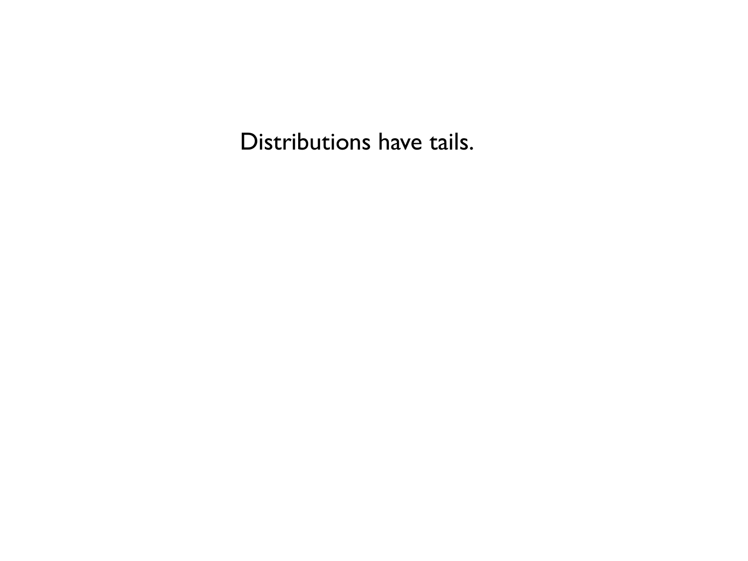Distributions have tails.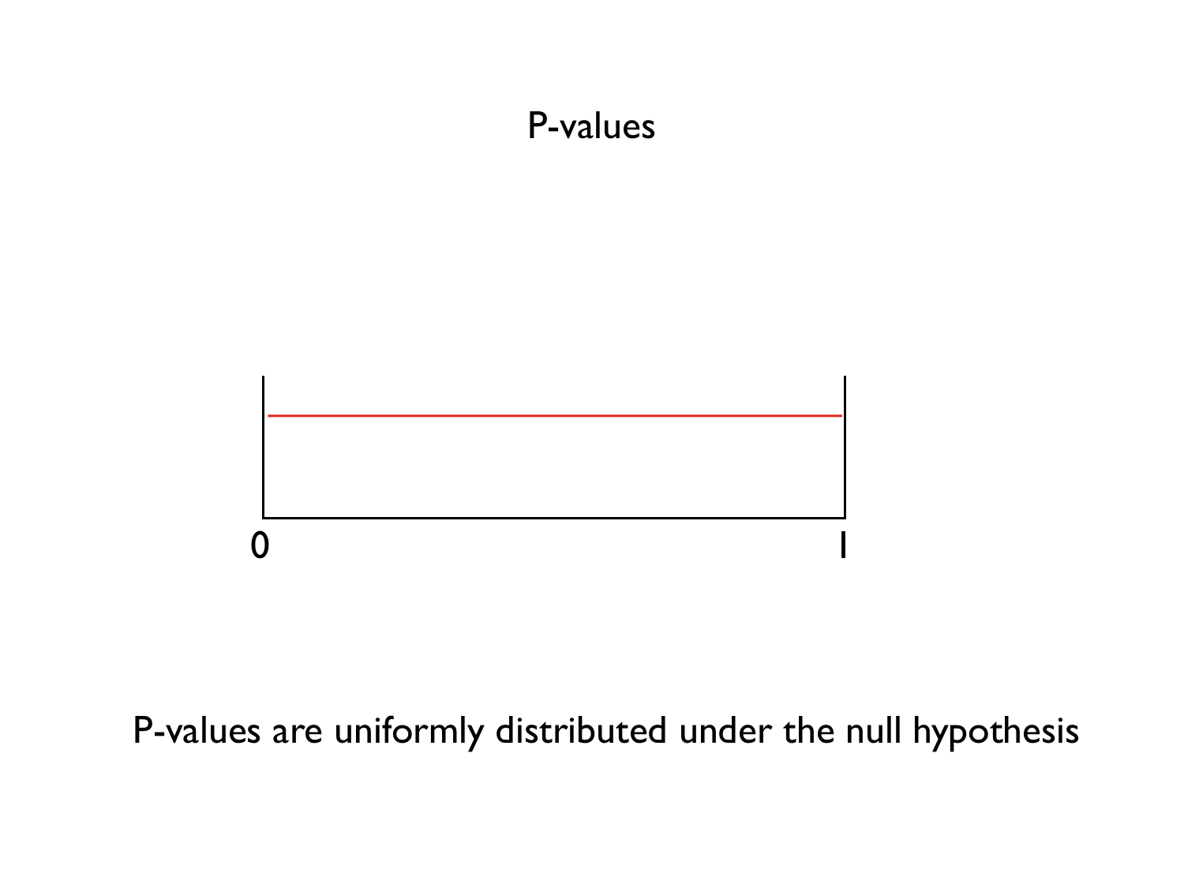# P-values

0 1

P-values are uniformly distributed under the null hypothesis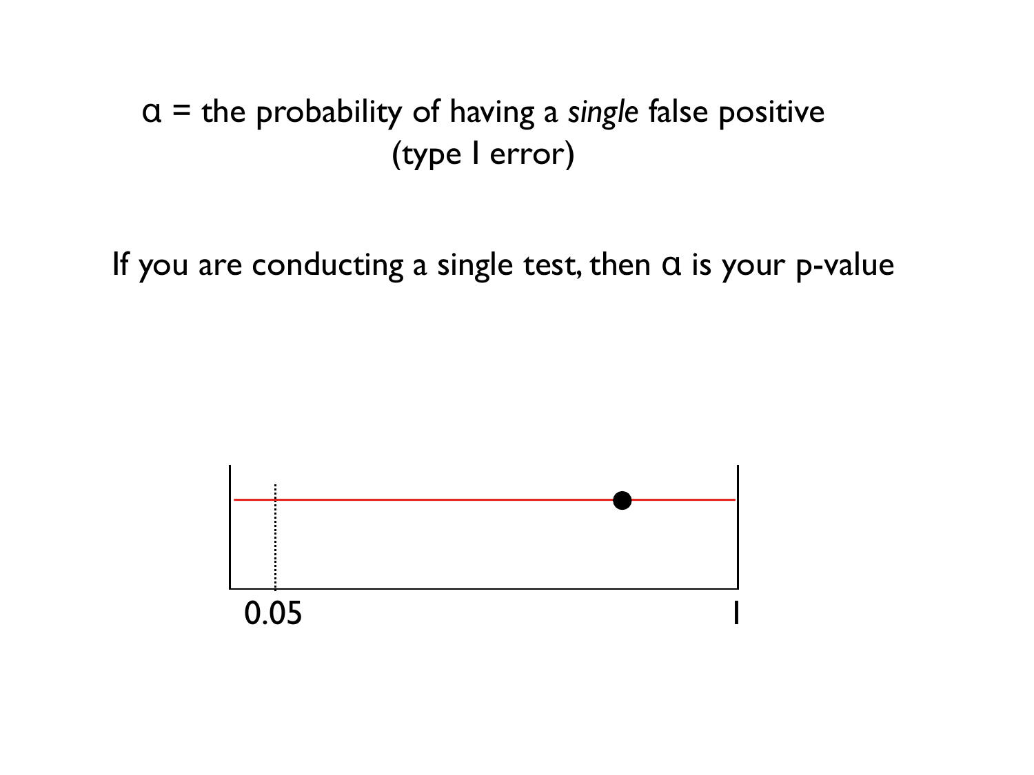$\alpha$ = the probability of having a *single* false positive (type I error)

If you are conducting a single test, then $\alpha$ is your p-value

0.05

1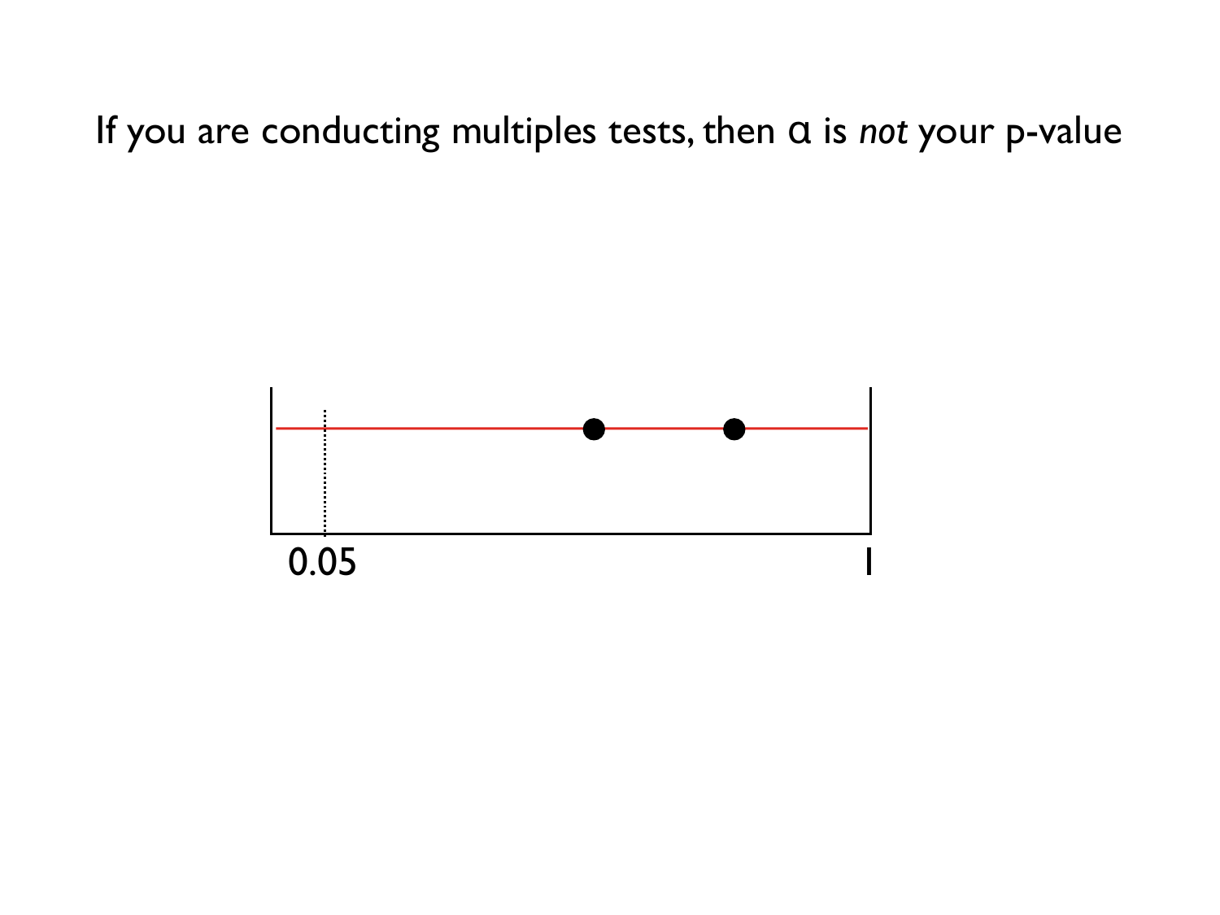If you are conducting multiples tests, then $\alpha$ is *not* your p-value

0.05

1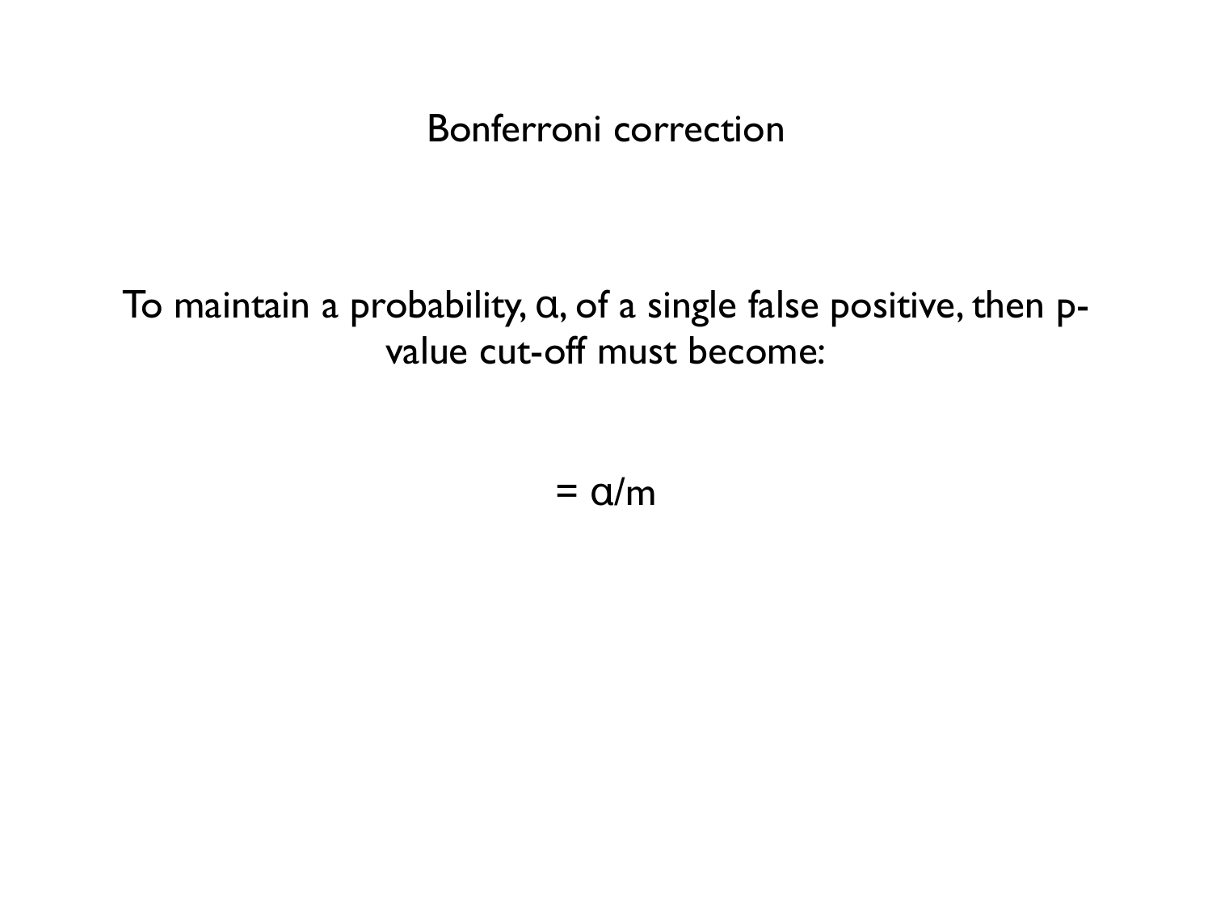# Bonferroni correction

To maintain a probability, $\alpha$, of a single false positive, then p-value cut-off must become:

$$= \alpha/m$$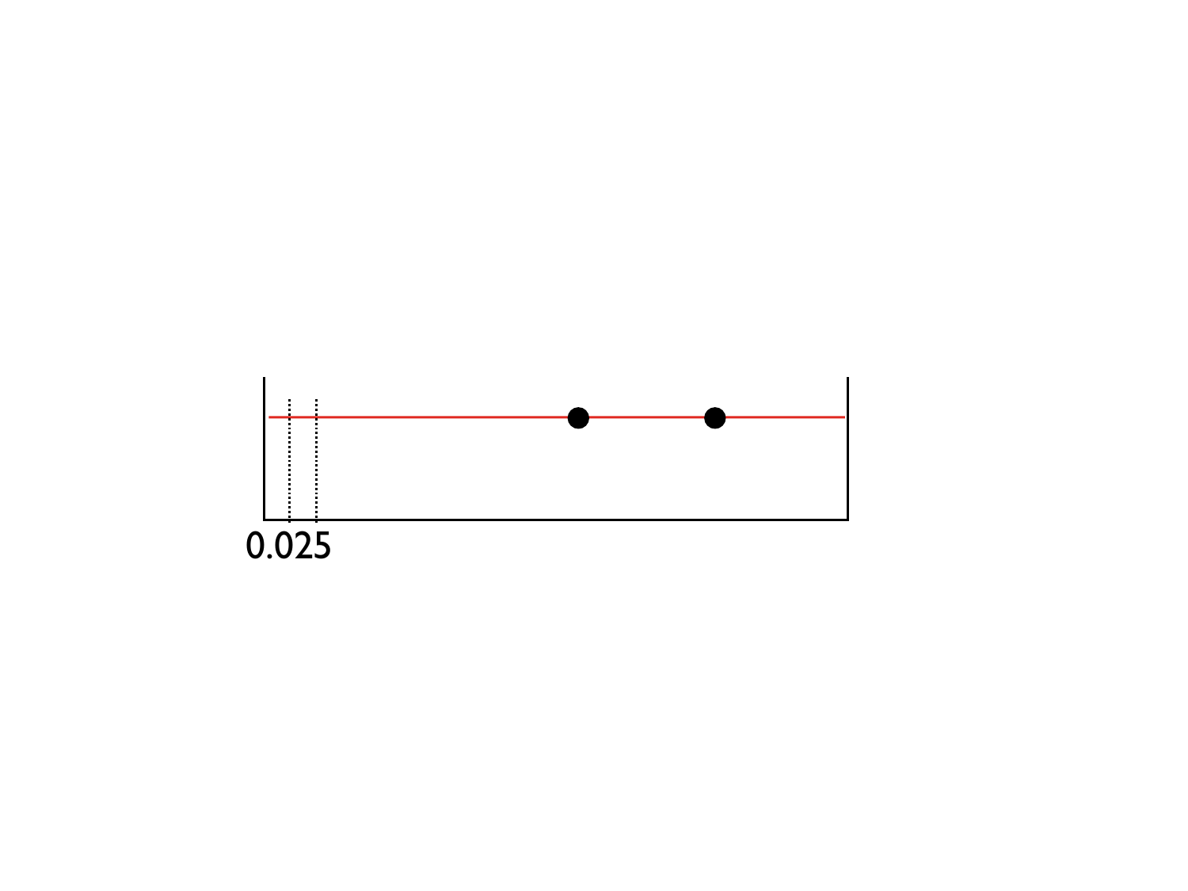0.025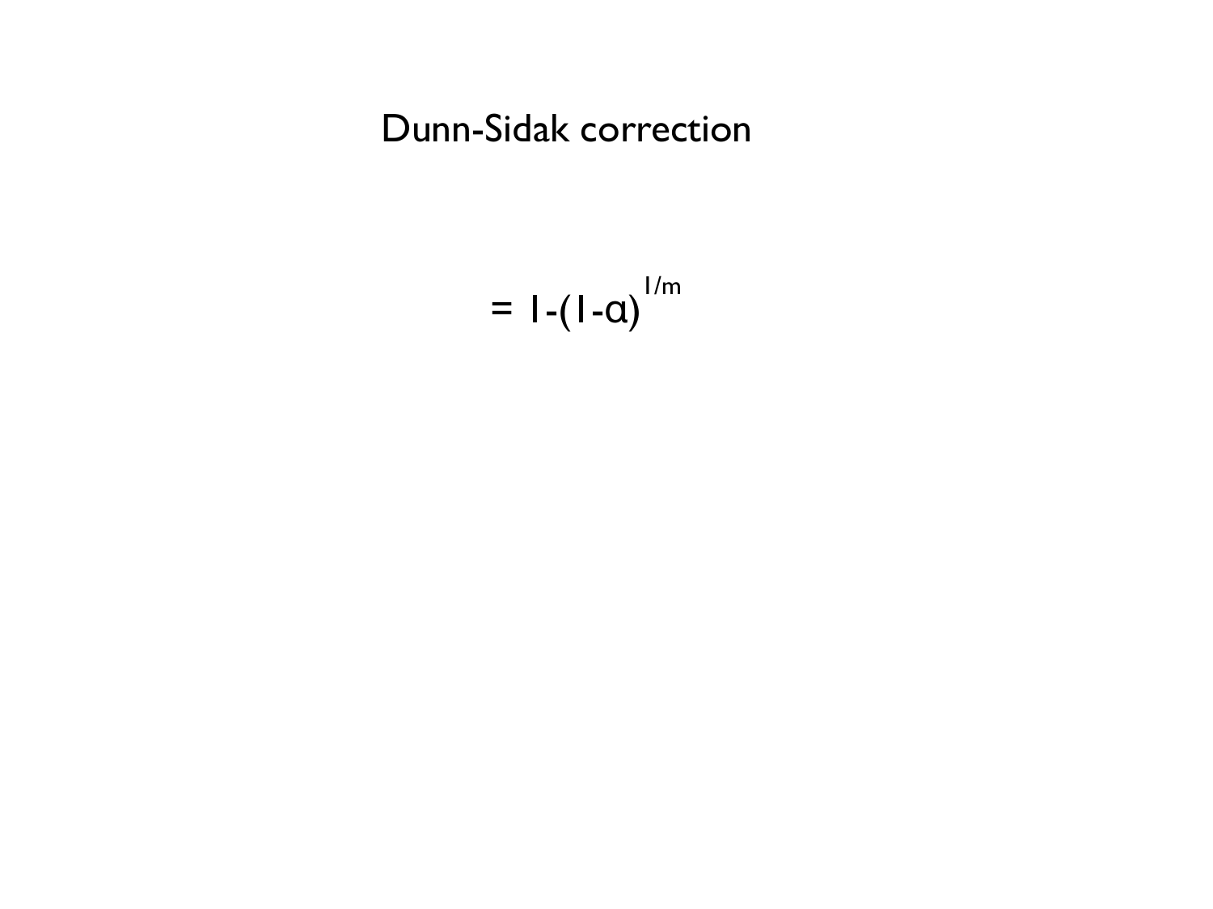# Dunn-Sidak correction

$$= 1-(1-\alpha)^{1/m}$$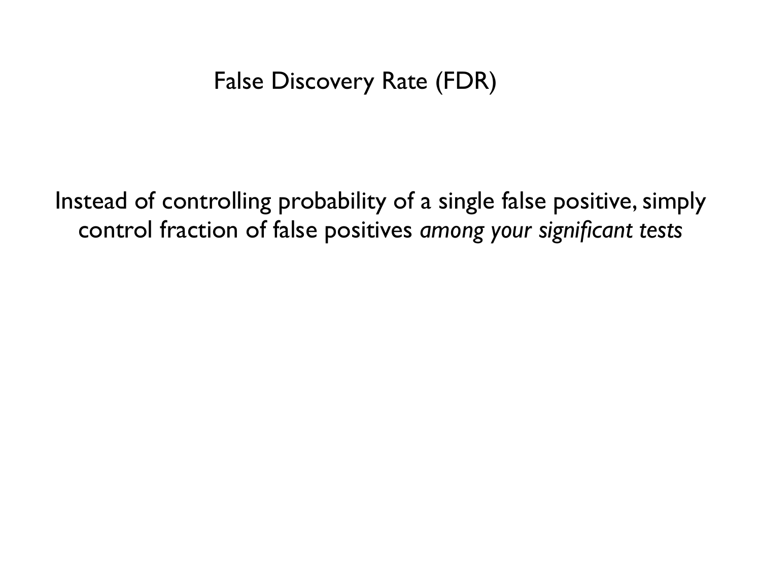# False Discovery Rate (FDR)

Instead of controlling probability of a single false positive, simply control fraction of false positives *among your significant tests*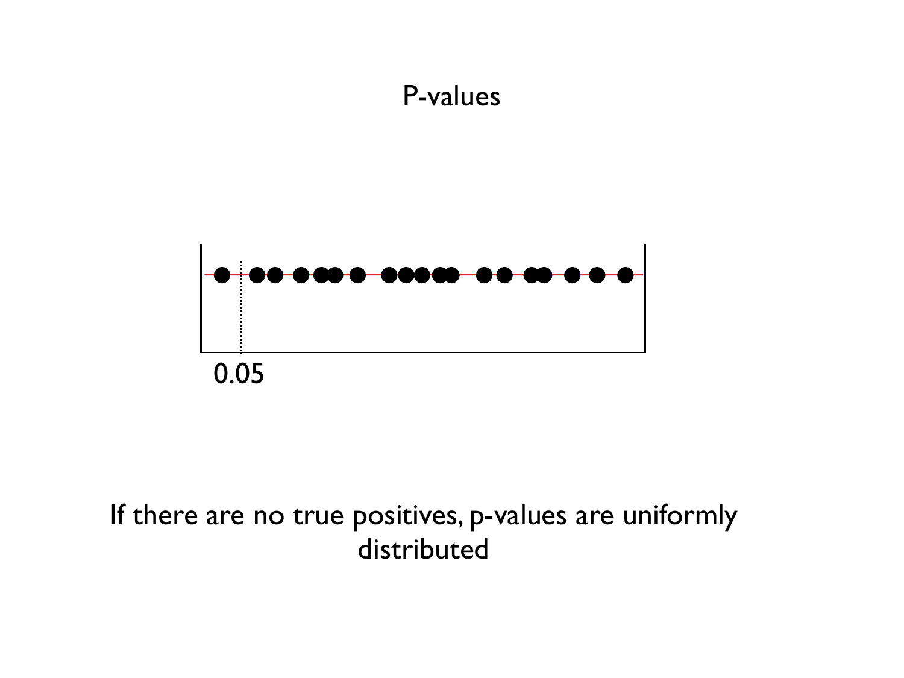# P-values

0.05

If there are no true positives, p-values are uniformly distributed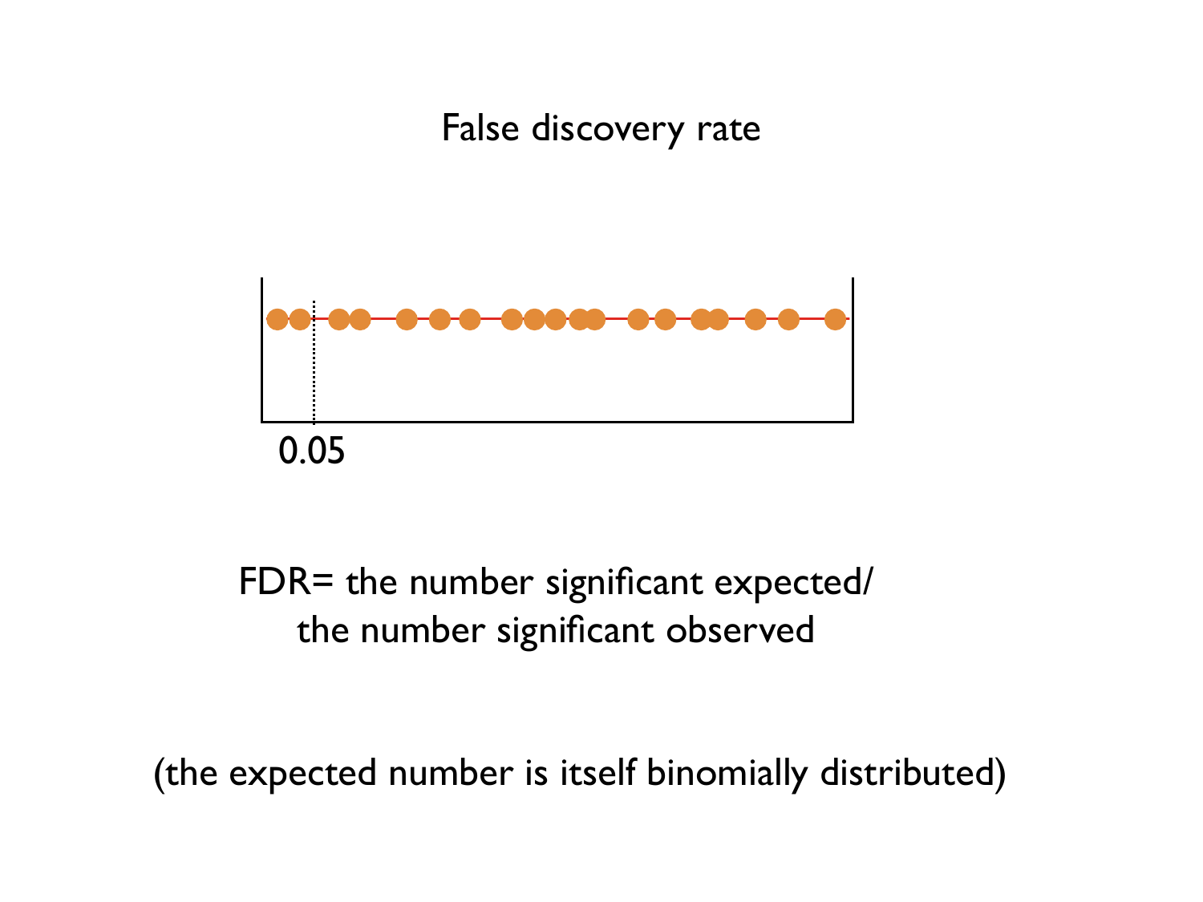# False discovery rate

0.05

FDR= the number significant expected/ the number significant observed

(the expected number is itself binomially distributed)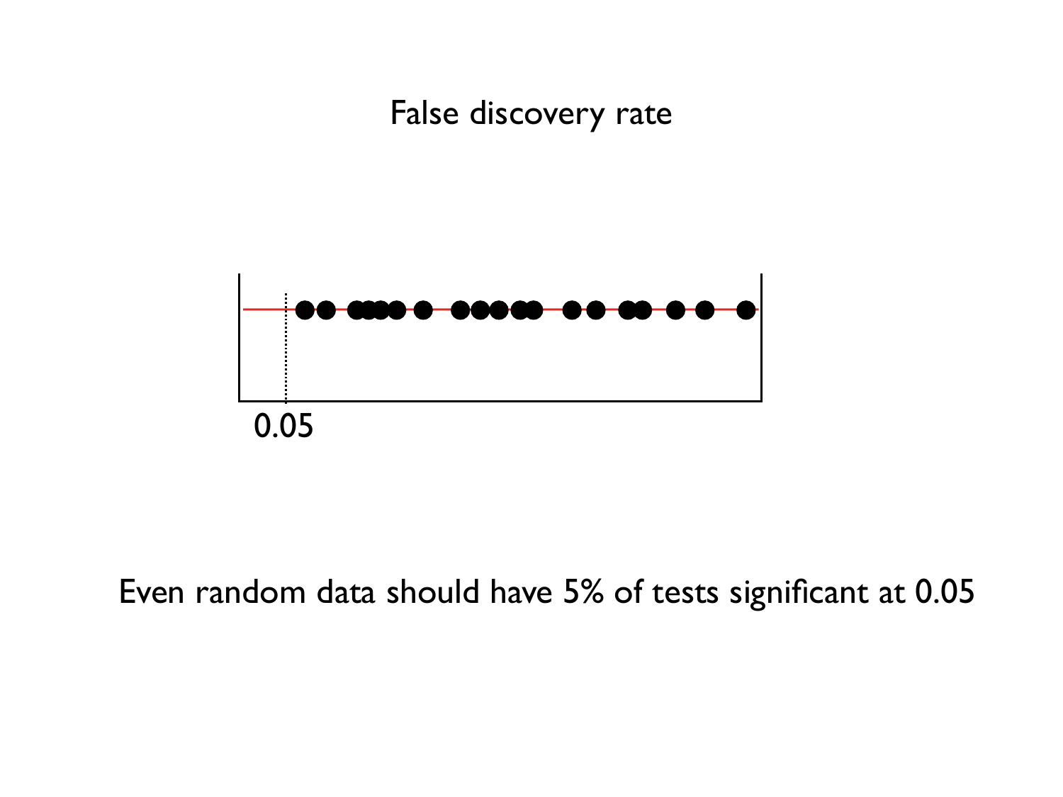# False discovery rate

0.05

Even random data should have 5% of tests significant at 0.05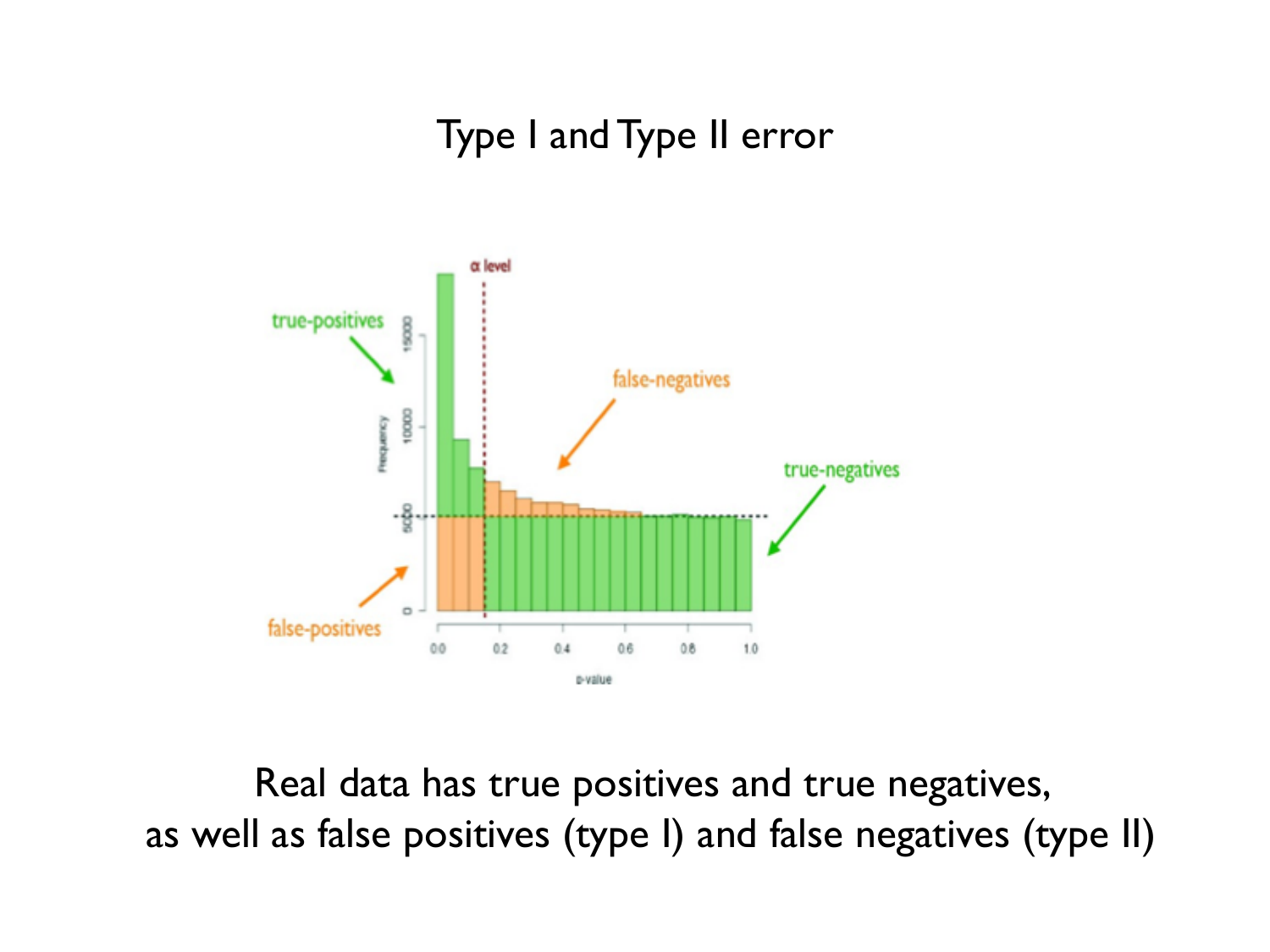# Type I and Type II error

Real data has true positives and true negatives, as well as false positives (type I) and false negatives (type II)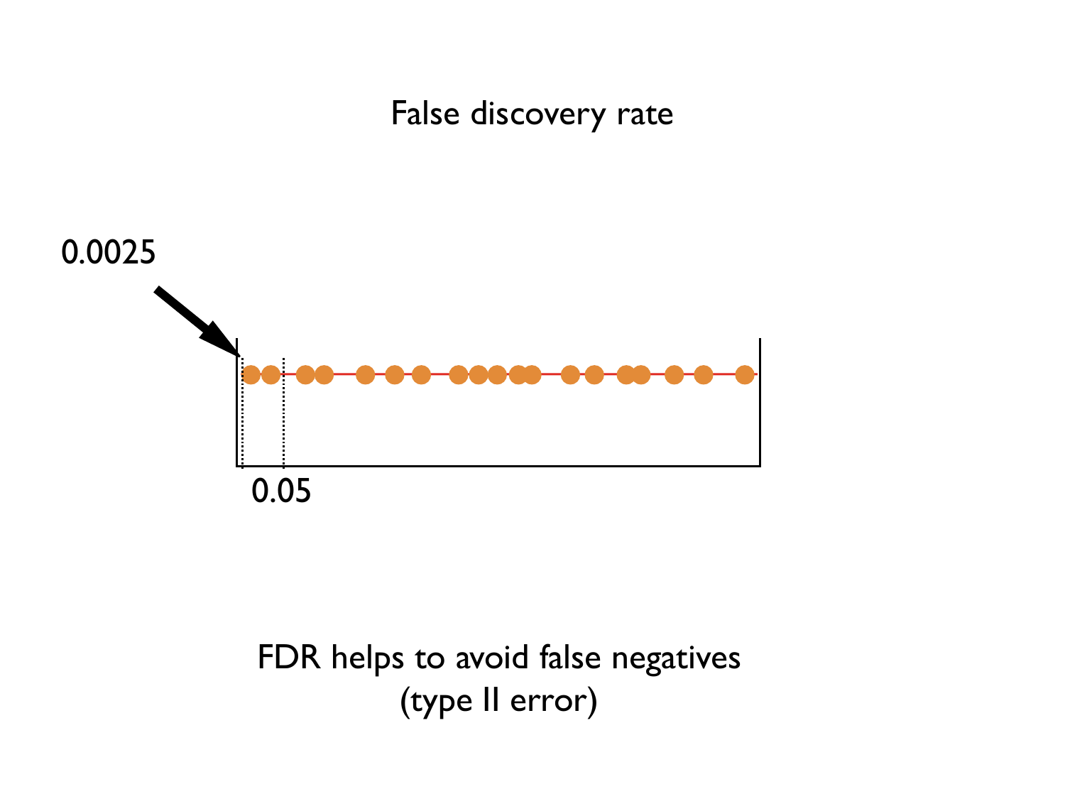# False discovery rate

0.0025

0.05

FDR helps to avoid false negatives
(type II error)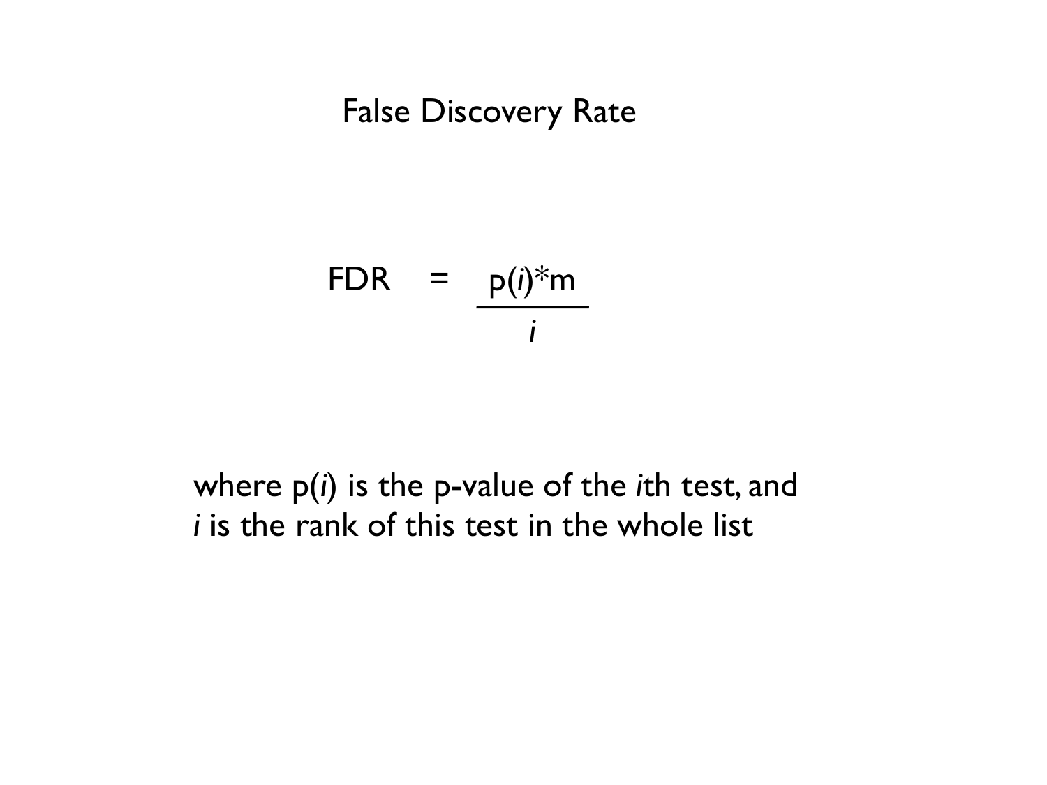# False Discovery Rate

$$\text{FDR} = \frac{p(i) * m}{i}$$

where $p(i)$ is the p-value of the *i*th test, and *i* is the rank of this test in the whole list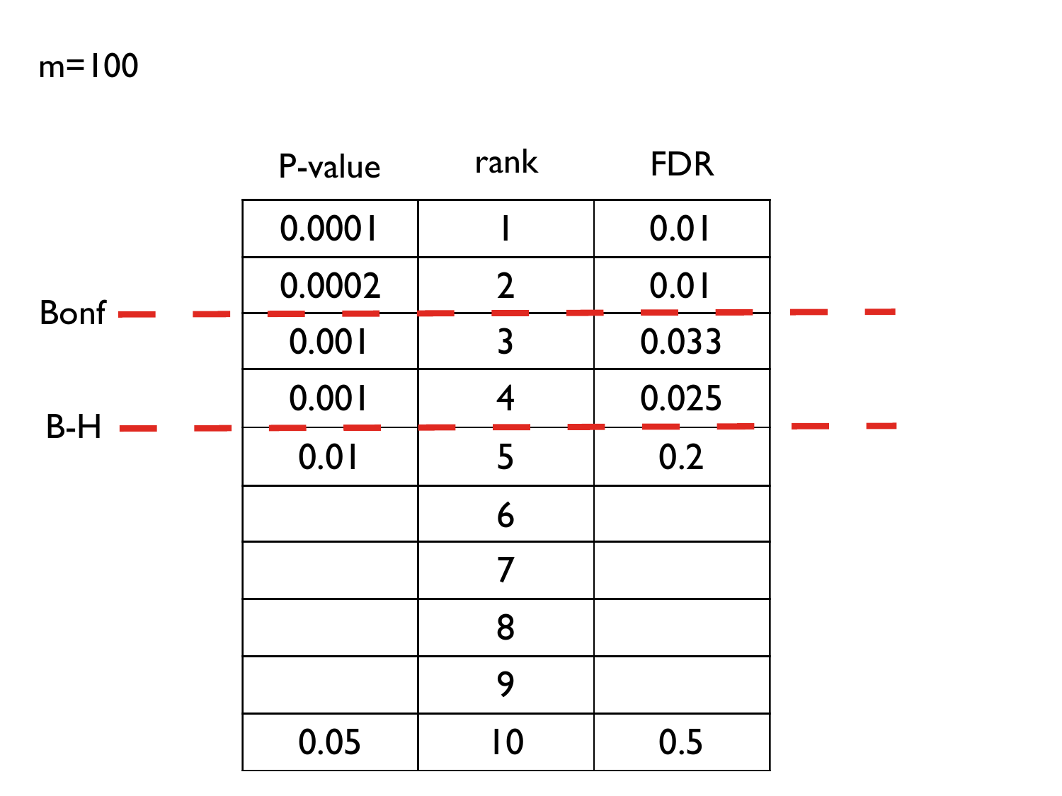m=100

| P-value | rank | FDR |
|---|---|---|
| 0.0001 | 1 | 0.01 |
| 0.0002 | 2 | 0.01 |
| 0.001 | 3 | 0.033 |
| 0.001 | 4 | 0.025 |
| 0.01 | 5 | 0.2 |
| | 6 | |
| | 7 | |
| | 8 | |
| | 9 | |
| 0.05 | 10 | 0.5 |

Bonf (cutoff line between rank 2 and rank 3)

B-H (cutoff line between rank 4 and rank 5)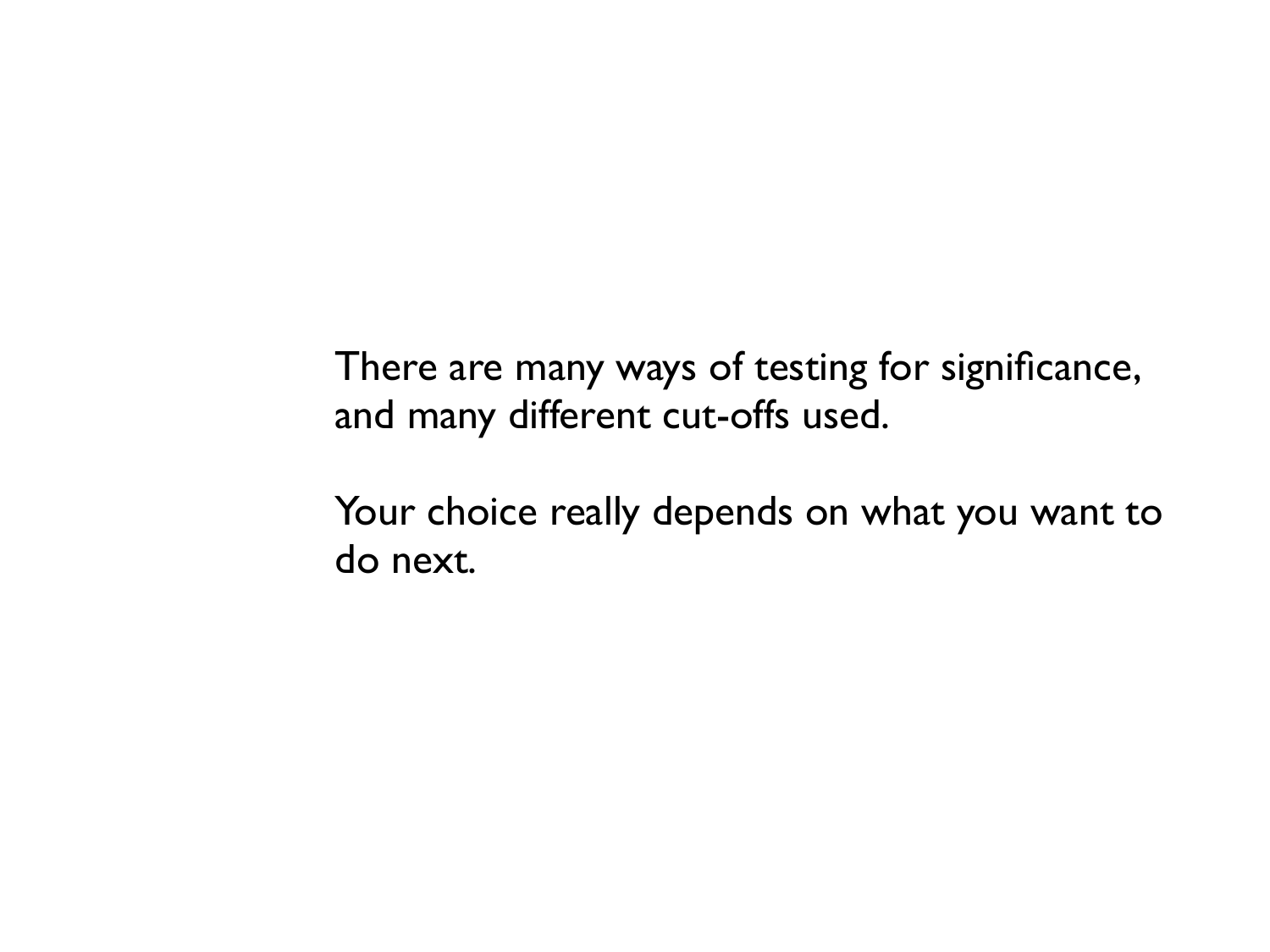There are many ways of testing for significance, and many different cut-offs used.

Your choice really depends on what you want to do next.